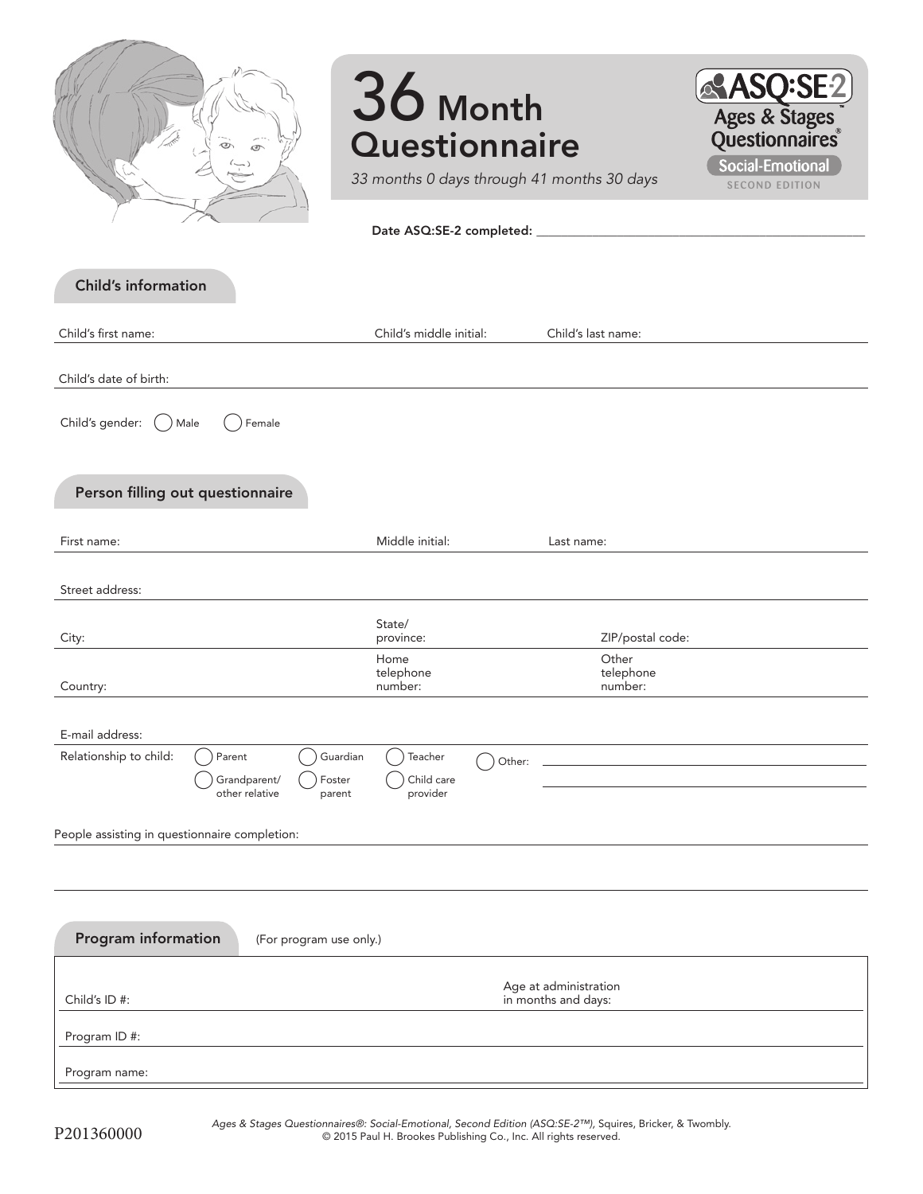# 36 Month Questionnaire

*33 months 0 days through 41 months 30 days*

ASQ:SE-2™ Ages & Stages Questionnaires® Social-Emotional SECOND EDITION

Date ASQ:SE-2 completed: ______________________

## Child's information

Child's first name: ______ Child's middle initial: ______ Child's last name: ______

Child's date of birth: ______

Child's gender: ◯ Male ◯ Female

## Person filling out questionnaire

First name: ______ Middle initial: ______ Last name: ______

Street address: ______

City: ______ State/province: ______ ZIP/postal code: ______

Country: ______ Home telephone number: ______ Other telephone number: ______

E-mail address: ______

Relationship to child: ◯ Parent ◯ Guardian ◯ Teacher ◯ Other: ______
◯ Grandparent/other relative ◯ Foster parent ◯ Child care provider

People assisting in questionnaire completion: ______

## Program information

(For program use only.)

Child's ID #: ______ Age at administration in months and days: ______

Program ID #: ______

Program name: ______

P201360000

*Ages & Stages Questionnaires®: Social-Emotional, Second Edition (ASQ:SE-2™),* Squires, Bricker, & Twombly.
© 2015 Paul H. Brookes Publishing Co., Inc. All rights reserved.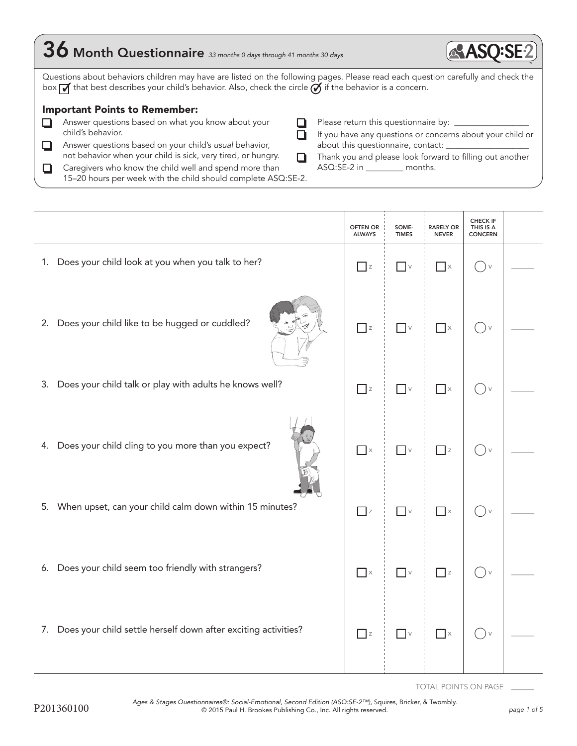# 36 Month Questionnaire *33 months 0 days through 41 months 30 days*

ASQ:SE-2

Questions about behaviors children may have are listed on the following pages. Please read each question carefully and check the box ☑ that best describes your child's behavior. Also, check the circle ⊘ if the behavior is a concern.

### Important Points to Remember:

- ☐ Answer questions based on what you know about your child's behavior.
- ☐ Answer questions based on your child's *usual* behavior, not behavior when your child is sick, very tired, or hungry.
- ☐ Caregivers who know the child well and spend more than 15–20 hours per week with the child should complete ASQ:SE-2.
- ☐ Please return this questionnaire by: ________________
- ☐ If you have any questions or concerns about your child or about this questionnaire, contact: ________________
- ☐ Thank you and please look forward to filling out another ASQ:SE-2 in ________ months.

| | OFTEN OR ALWAYS | SOME-TIMES | RARELY OR NEVER | CHECK IF THIS IS A CONCERN | |
|---|---|---|---|---|---|
| 1. Does your child look at you when you talk to her? | ☐ z | ☐ v | ☐ x | ◯ v | _____ |
| 2. Does your child like to be hugged or cuddled? | ☐ z | ☐ v | ☐ x | ◯ v | _____ |
| 3. Does your child talk or play with adults he knows well? | ☐ z | ☐ v | ☐ x | ◯ v | _____ |
| 4. Does your child cling to you more than you expect? | ☐ x | ☐ v | ☐ z | ◯ v | _____ |
| 5. When upset, can your child calm down within 15 minutes? | ☐ z | ☐ v | ☐ x | ◯ v | _____ |
| 6. Does your child seem too friendly with strangers? | ☐ x | ☐ v | ☐ z | ◯ v | _____ |
| 7. Does your child settle herself down after exciting activities? | ☐ z | ☐ v | ☐ x | ◯ v | _____ |

TOTAL POINTS ON PAGE _____

P201360100

*Ages & Stages Questionnaires®: Social-Emotional, Second Edition (ASQ:SE-2™),* Squires, Bricker, & Twombly.
© 2015 Paul H. Brookes Publishing Co., Inc. All rights reserved.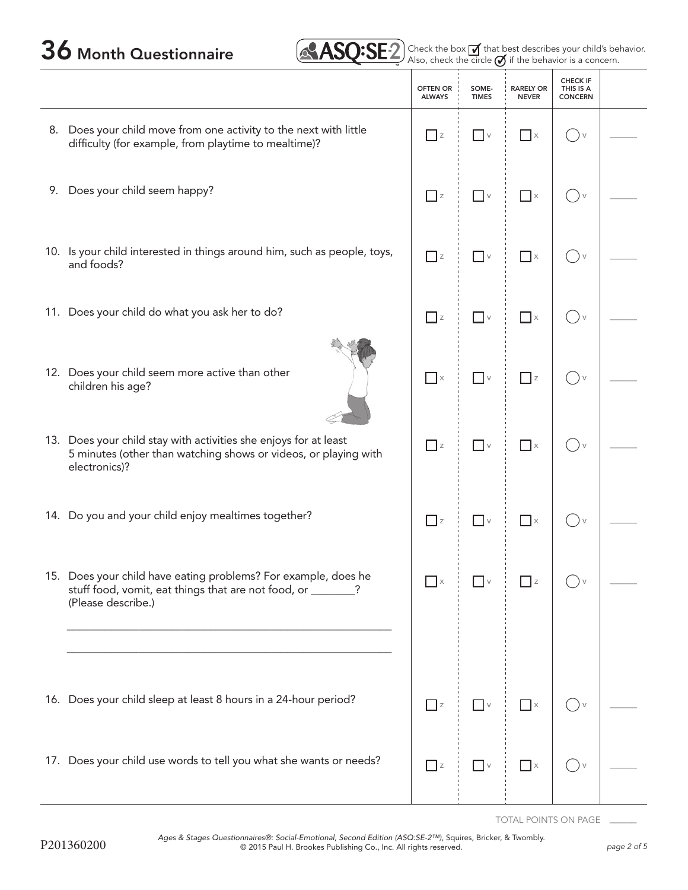# 36 Month Questionnaire

ASQ:SE-2

Check the box ☐ that best describes your child's behavior. Also, check the circle ◯ if the behavior is a concern.

| | OFTEN OR ALWAYS | SOME-TIMES | RARELY OR NEVER | CHECK IF THIS IS A CONCERN | |
|---|---|---|---|---|---|
| 8. Does your child move from one activity to the next with little difficulty (for example, from playtime to mealtime)? | ☐ z | ☐ v | ☐ x | ◯ v | ____ |
| 9. Does your child seem happy? | ☐ z | ☐ v | ☐ x | ◯ v | ____ |
| 10. Is your child interested in things around him, such as people, toys, and foods? | ☐ z | ☐ v | ☐ x | ◯ v | ____ |
| 11. Does your child do what you ask her to do? | ☐ z | ☐ v | ☐ x | ◯ v | ____ |
| 12. Does your child seem more active than other children his age? | ☐ x | ☐ v | ☐ z | ◯ v | ____ |
| 13. Does your child stay with activities she enjoys for at least 5 minutes (other than watching shows or videos, or playing with electronics)? | ☐ z | ☐ v | ☐ x | ◯ v | ____ |
| 14. Do you and your child enjoy mealtimes together? | ☐ z | ☐ v | ☐ x | ◯ v | ____ |
| 15. Does your child have eating problems? For example, does he stuff food, vomit, eat things that are not food, or ________? (Please describe.) ____________________ ____________________ | ☐ x | ☐ v | ☐ z | ◯ v | ____ |
| 16. Does your child sleep at least 8 hours in a 24-hour period? | ☐ z | ☐ v | ☐ x | ◯ v | ____ |
| 17. Does your child use words to tell you what she wants or needs? | ☐ z | ☐ v | ☐ x | ◯ v | ____ |

TOTAL POINTS ON PAGE ____

P201360200

*Ages & Stages Questionnaires®: Social-Emotional, Second Edition (ASQ:SE-2™),* Squires, Bricker, & Twombly.
© 2015 Paul H. Brookes Publishing Co., Inc. All rights reserved.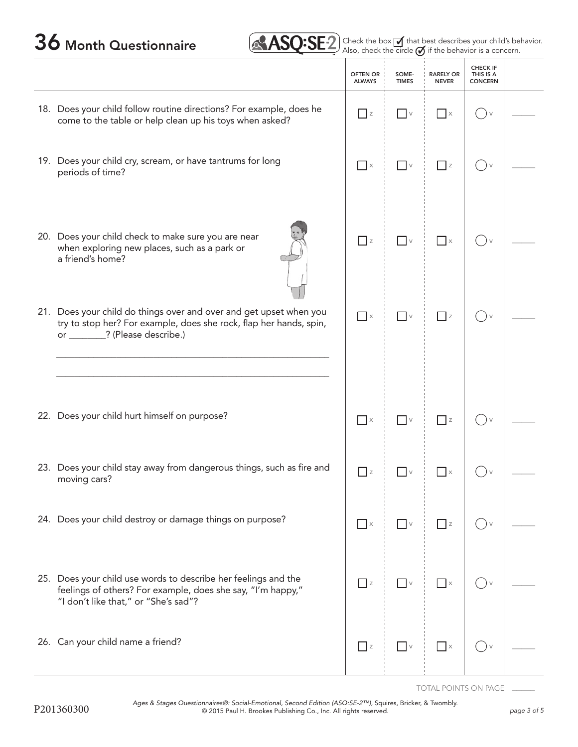# 36 Month Questionnaire

ASQ:SE-2

Check the box ☐ that best describes your child's behavior. Also, check the circle ◯ if the behavior is a concern.

| | OFTEN OR ALWAYS | SOME-TIMES | RARELY OR NEVER | CHECK IF THIS IS A CONCERN | |
|---|---|---|---|---|---|
| 18. Does your child follow routine directions? For example, does he come to the table or help clean up his toys when asked? | ☐ z | ☐ v | ☐ x | ◯ v | ______ |
| 19. Does your child cry, scream, or have tantrums for long periods of time? | ☐ x | ☐ v | ☐ z | ◯ v | ______ |
| 20. Does your child check to make sure you are near when exploring new places, such as a park or a friend's home? | ☐ z | ☐ v | ☐ x | ◯ v | ______ |
| 21. Does your child do things over and over and get upset when you try to stop her? For example, does she rock, flap her hands, spin, or ________? (Please describe.) ______________________________ ______________________________ | ☐ x | ☐ v | ☐ z | ◯ v | ______ |
| 22. Does your child hurt himself on purpose? | ☐ x | ☐ v | ☐ z | ◯ v | ______ |
| 23. Does your child stay away from dangerous things, such as fire and moving cars? | ☐ z | ☐ v | ☐ x | ◯ v | ______ |
| 24. Does your child destroy or damage things on purpose? | ☐ x | ☐ v | ☐ z | ◯ v | ______ |
| 25. Does your child use words to describe her feelings and the feelings of others? For example, does she say, "I'm happy," "I don't like that," or "She's sad"? | ☐ z | ☐ v | ☐ x | ◯ v | ______ |
| 26. Can your child name a friend? | ☐ z | ☐ v | ☐ x | ◯ v | ______ |

TOTAL POINTS ON PAGE ______

P201360300

*Ages & Stages Questionnaires®: Social-Emotional, Second Edition (ASQ:SE-2™),* Squires, Bricker, & Twombly.
© 2015 Paul H. Brookes Publishing Co., Inc. All rights reserved.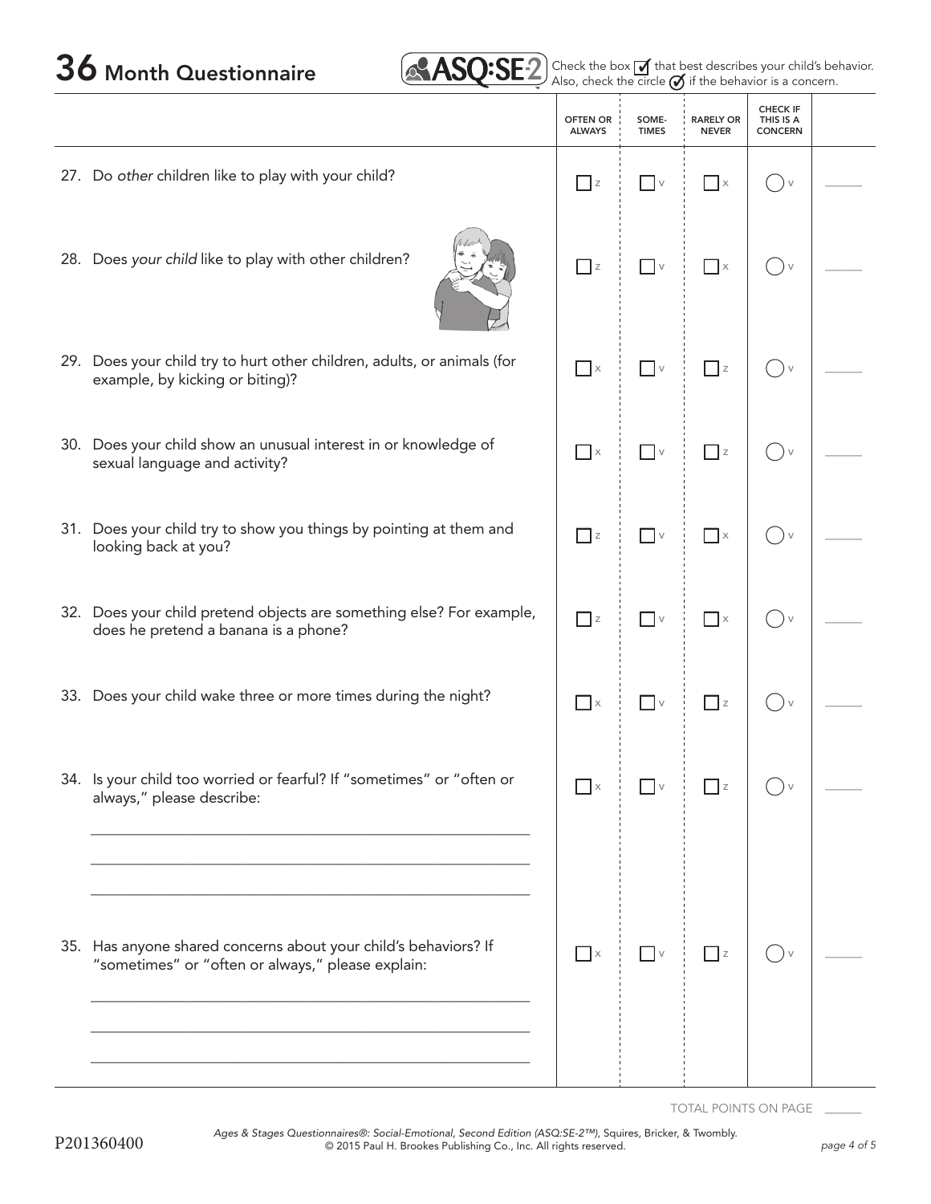# 36 Month Questionnaire

ASQ:SE-2

Check the box ☑ that best describes your child's behavior. Also, check the circle ✓ if the behavior is a concern.

| | OFTEN OR ALWAYS | SOME-TIMES | RARELY OR NEVER | CHECK IF THIS IS A CONCERN | |
|---|---|---|---|---|---|
| 27. Do *other* children like to play with your child? | ☐ z | ☐ v | ☐ x | ◯ v | ____ |
| 28. Does *your child* like to play with other children? | ☐ z | ☐ v | ☐ x | ◯ v | ____ |
| 29. Does your child try to hurt other children, adults, or animals (for example, by kicking or biting)? | ☐ x | ☐ v | ☐ z | ◯ v | ____ |
| 30. Does your child show an unusual interest in or knowledge of sexual language and activity? | ☐ x | ☐ v | ☐ z | ◯ v | ____ |
| 31. Does your child try to show you things by pointing at them and looking back at you? | ☐ z | ☐ v | ☐ x | ◯ v | ____ |
| 32. Does your child pretend objects are something else? For example, does he pretend a banana is a phone? | ☐ z | ☐ v | ☐ x | ◯ v | ____ |
| 33. Does your child wake three or more times during the night? | ☐ x | ☐ v | ☐ z | ◯ v | ____ |
| 34. Is your child too worried or fearful? If "sometimes" or "often or always," please describe: ______________________ | ☐ x | ☐ v | ☐ z | ◯ v | ____ |
| 35. Has anyone shared concerns about your child's behaviors? If "sometimes" or "often or always," please explain: ______________________ | ☐ x | ☐ v | ☐ z | ◯ v | ____ |

TOTAL POINTS ON PAGE ____

P201360400

*Ages & Stages Questionnaires®: Social-Emotional, Second Edition (ASQ:SE-2™),* Squires, Bricker, & Twombly. © 2015 Paul H. Brookes Publishing Co., Inc. All rights reserved.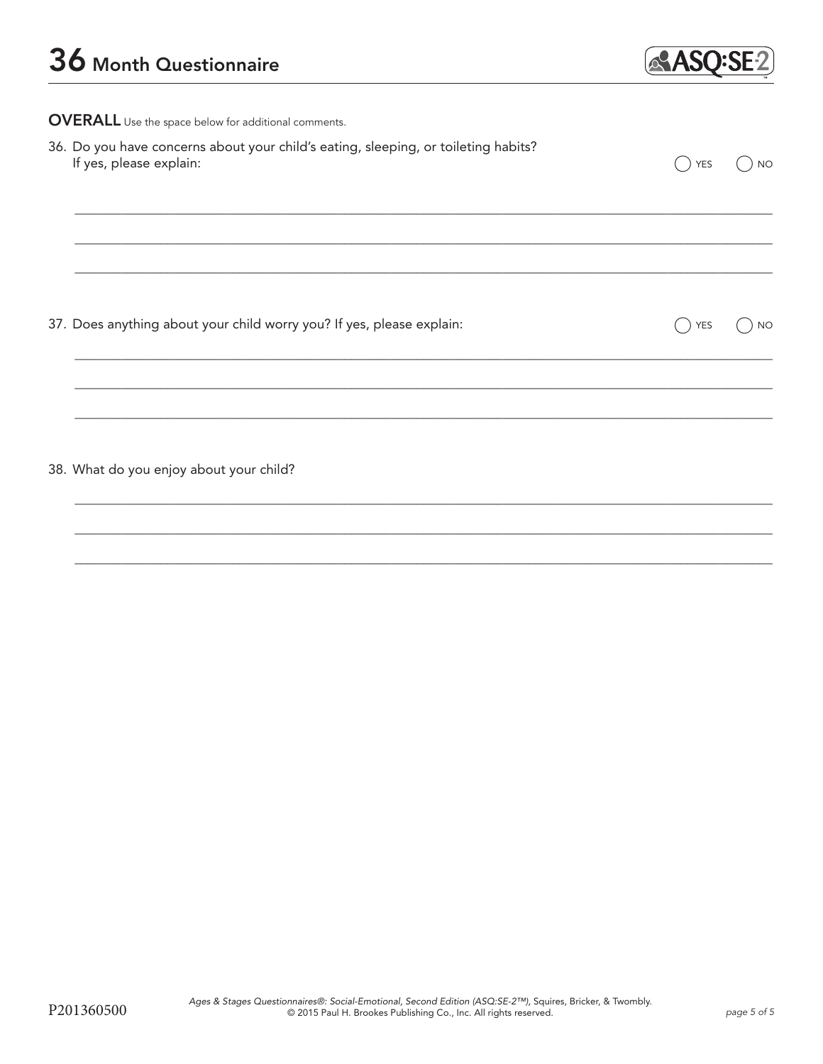# 36 Month Questionnaire

**OVERALL** Use the space below for additional comments.

36. Do you have concerns about your child's eating, sleeping, or toileting habits? If yes, please explain: ◯ YES ◯ NO

_______________________________________________

_______________________________________________

_______________________________________________

37. Does anything about your child worry you? If yes, please explain: ◯ YES ◯ NO

_______________________________________________

_______________________________________________

_______________________________________________

38. What do you enjoy about your child?

_______________________________________________

_______________________________________________

_______________________________________________

P201360500

*Ages & Stages Questionnaires®: Social-Emotional, Second Edition (ASQ:SE-2™),* Squires, Bricker, & Twombly. © 2015 Paul H. Brookes Publishing Co., Inc. All rights reserved.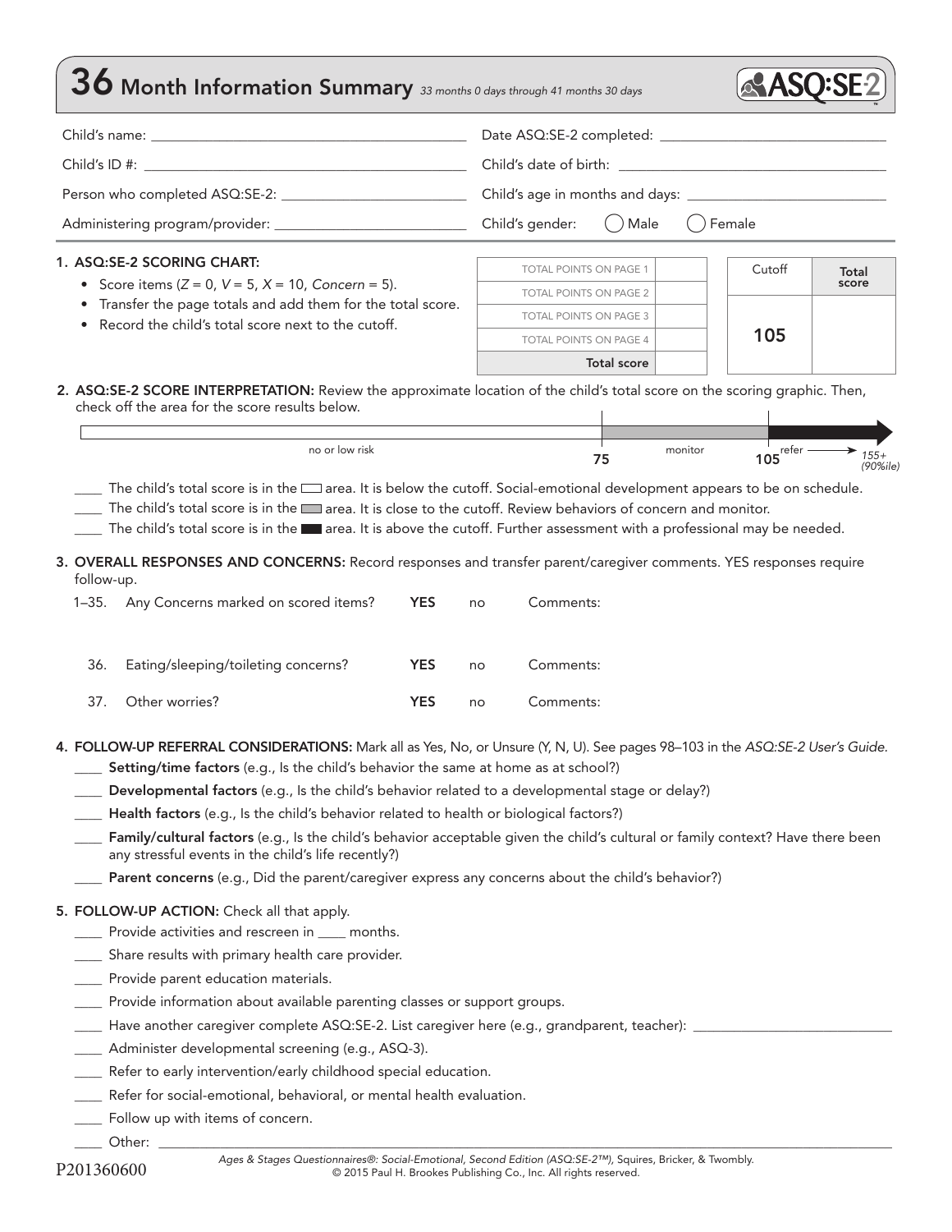# 36 Month Information Summary *33 months 0 days through 41 months 30 days*

ASQ:SE-2

Child's name: ______________________ Date ASQ:SE-2 completed: ______________________

Child's ID #: ______________________ Child's date of birth: ______________________

Person who completed ASQ:SE-2: ______________________ Child's age in months and days: ______________________

Administering program/provider: ______________________ Child's gender: ◯ Male ◯ Female

**1. ASQ:SE-2 SCORING CHART:**

- Score items (*Z* = 0, *V* = 5, *X* = 10, *Concern* = 5).
- Transfer the page totals and add them for the total score.
- Record the child's total score next to the cutoff.

| | |
|---|---|
| TOTAL POINTS ON PAGE 1 | |
| TOTAL POINTS ON PAGE 2 | |
| TOTAL POINTS ON PAGE 3 | |
| TOTAL POINTS ON PAGE 4 | |
| **Total score** | |

| Cutoff | **Total score** |
|---|---|
| **105** | |

**2. ASQ:SE-2 SCORE INTERPRETATION:** Review the approximate location of the child's total score on the scoring graphic. Then, check off the area for the score results below.

no or low risk
75
monitor
105
refer
155+ (90%ile)

____ The child's total score is in the ▭ area. It is below the cutoff. Social-emotional development appears to be on schedule.

____ The child's total score is in the ▭ area. It is close to the cutoff. Review behaviors of concern and monitor.

____ The child's total score is in the ■ area. It is above the cutoff. Further assessment with a professional may be needed.

**3. OVERALL RESPONSES AND CONCERNS:** Record responses and transfer parent/caregiver comments. YES responses require follow-up.

| | | | | |
|---|---|---|---|---|
| 1–35. | Any Concerns marked on scored items? | **YES** | no | Comments: |
| 36. | Eating/sleeping/toileting concerns? | **YES** | no | Comments: |
| 37. | Other worries? | **YES** | no | Comments: |

**4. FOLLOW-UP REFERRAL CONSIDERATIONS:** Mark all as Yes, No, or Unsure (Y, N, U). See pages 98–103 in the *ASQ:SE-2 User's Guide.*

____ **Setting/time factors** (e.g., Is the child's behavior the same at home as at school?)

____ **Developmental factors** (e.g., Is the child's behavior related to a developmental stage or delay?)

____ **Health factors** (e.g., Is the child's behavior related to health or biological factors?)

____ **Family/cultural factors** (e.g., Is the child's behavior acceptable given the child's cultural or family context? Have there been any stressful events in the child's life recently?)

____ **Parent concerns** (e.g., Did the parent/caregiver express any concerns about the child's behavior?)

**5. FOLLOW-UP ACTION:** Check all that apply.

____ Provide activities and rescreen in ____ months.

____ Share results with primary health care provider.

____ Provide parent education materials.

____ Provide information about available parenting classes or support groups.

____ Have another caregiver complete ASQ:SE-2. List caregiver here (e.g., grandparent, teacher): ______________________

____ Administer developmental screening (e.g., ASQ-3).

____ Refer to early intervention/early childhood special education.

____ Refer for social-emotional, behavioral, or mental health evaluation.

____ Follow up with items of concern.

____ Other: ______________________

P201360600

*Ages & Stages Questionnaires®: Social-Emotional, Second Edition (ASQ:SE-2™),* Squires, Bricker, & Twombly.
© 2015 Paul H. Brookes Publishing Co., Inc. All rights reserved.